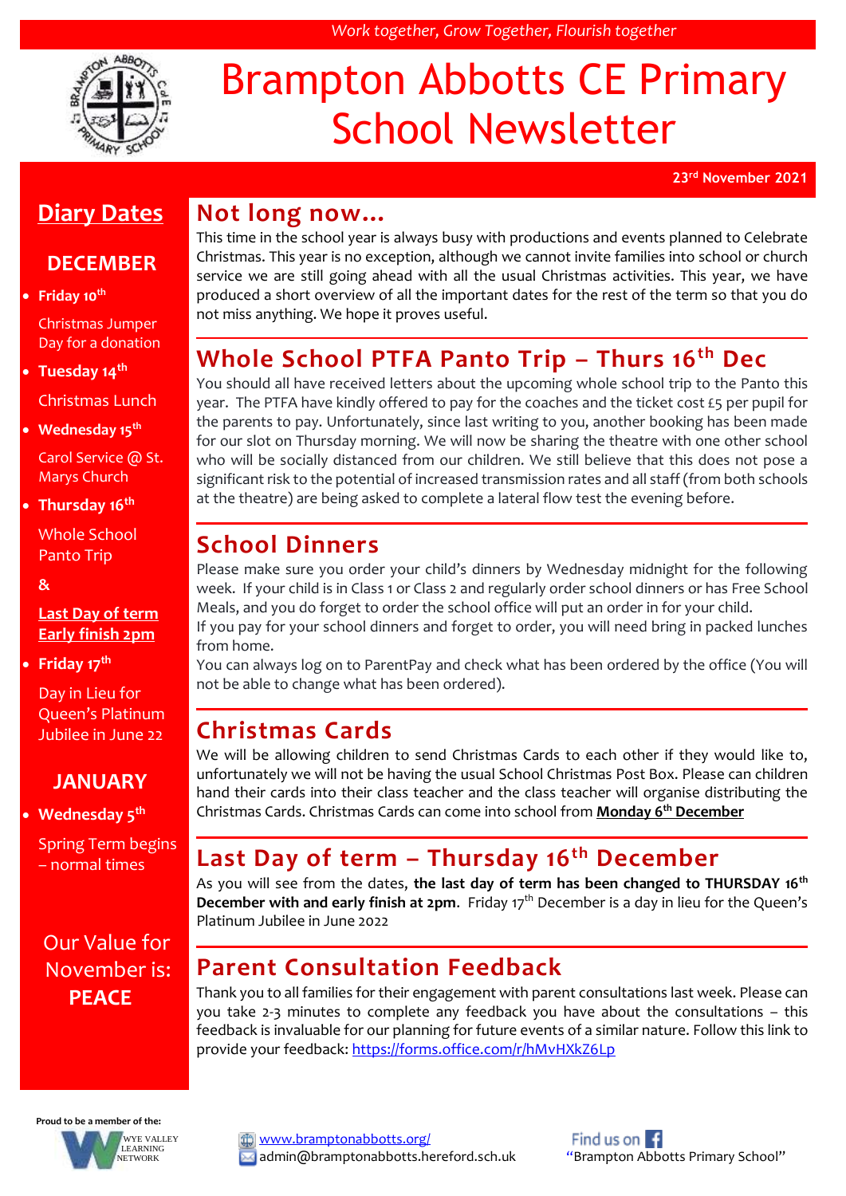*Work together, Grow Together, Flourish together*

# Brampton Abbotts CE Primary School Newsletter

**23rd November 2021**

## Not long now…

This time in the school year is always busy with productions and events planned to Celebrate Christmas. This year is no exception, although we cannot invite families into school or church service we are still going ahead with all the usual Christmas activities. This year, we have produced a short overview of all the important dates for the rest of the term so that you do not miss anything. We hope it proves useful.

## Whole School PTFA Panto Trip – Thurs 16th Dec

You should all have received letters about the upcoming whole school trip to the Panto this year. The PTFA have kindly offered to pay for the coaches and the ticket cost £5 per pupil for the parents to pay. Unfortunately, since last writing to you, another booking has been made for our slot on Thursday morning. We will now be sharing the theatre with one other school who will be socially distanced from our children. We still believe that this does not pose a significant risk to the potential of increased transmission rates and all staff (from both schools at the theatre) are being asked to complete a lateral flow test the evening before.

## School Dinners

Please make sure you order your child's dinners by Wednesday midnight for the following week. If your child is in Class 1 or Class 2 and regularly order school dinners or has Free School Meals, and you do forget to order the school office will put an order in for your child.

If you pay for your school dinners and forget to order, you will need bring in packed lunches from home.

You can always log on to ParentPay and check what has been ordered by the office (You will not be able to change what has been ordered).

## Christmas Cards

We will be allowing children to send Christmas Cards to each other if they would like to, unfortunately we will not be having the usual School Christmas Post Box. Please can children hand their cards into their class teacher and the class teacher will organise distributing the Christmas Cards. Christmas Cards can come into school from **Monday 6th December**

## Last Day of term – Thursday 16th December

As you will see from the dates, **the last day of term has been changed to THURSDAY 16th December with and early finish at 2pm**. Friday 17th December is a day in lieu for the Queen's Platinum Jubilee in June 2022

## Parent Consultation Feedback

Thank you to all families for their engagement with parent consultations last week. Please can you take 2-3 minutes to complete any feedback you have about the consultations – this feedback is invaluable for our planning for future events of a similar nature. Follow this link to provide your feedback: https://forms.office.com/r/hMvHXkZ6Lp

## Diary Dates

### DECEMBER

- **Friday 10th**
  Christmas Jumper Day for a donation
- **Tuesday 14th**
  Christmas Lunch
- **Wednesday 15th**
  Carol Service @ St. Marys Church
- **Thursday 16th**
  Whole School Panto Trip
  &
  **Last Day of term**
  **Early finish 2pm**
- **Friday 17th**
  Day in Lieu for Queen's Platinum Jubilee in June 22

### JANUARY

- **Wednesday 5th**
  Spring Term begins – normal times

Our Value for November is: **PEACE**

Proud to be a member of the: WYE VALLEY LEARNING NETWORK

www.bramptonabbotts.org/
admin@bramptonabbotts.hereford.sch.uk

Find us on Facebook "Brampton Abbotts Primary School"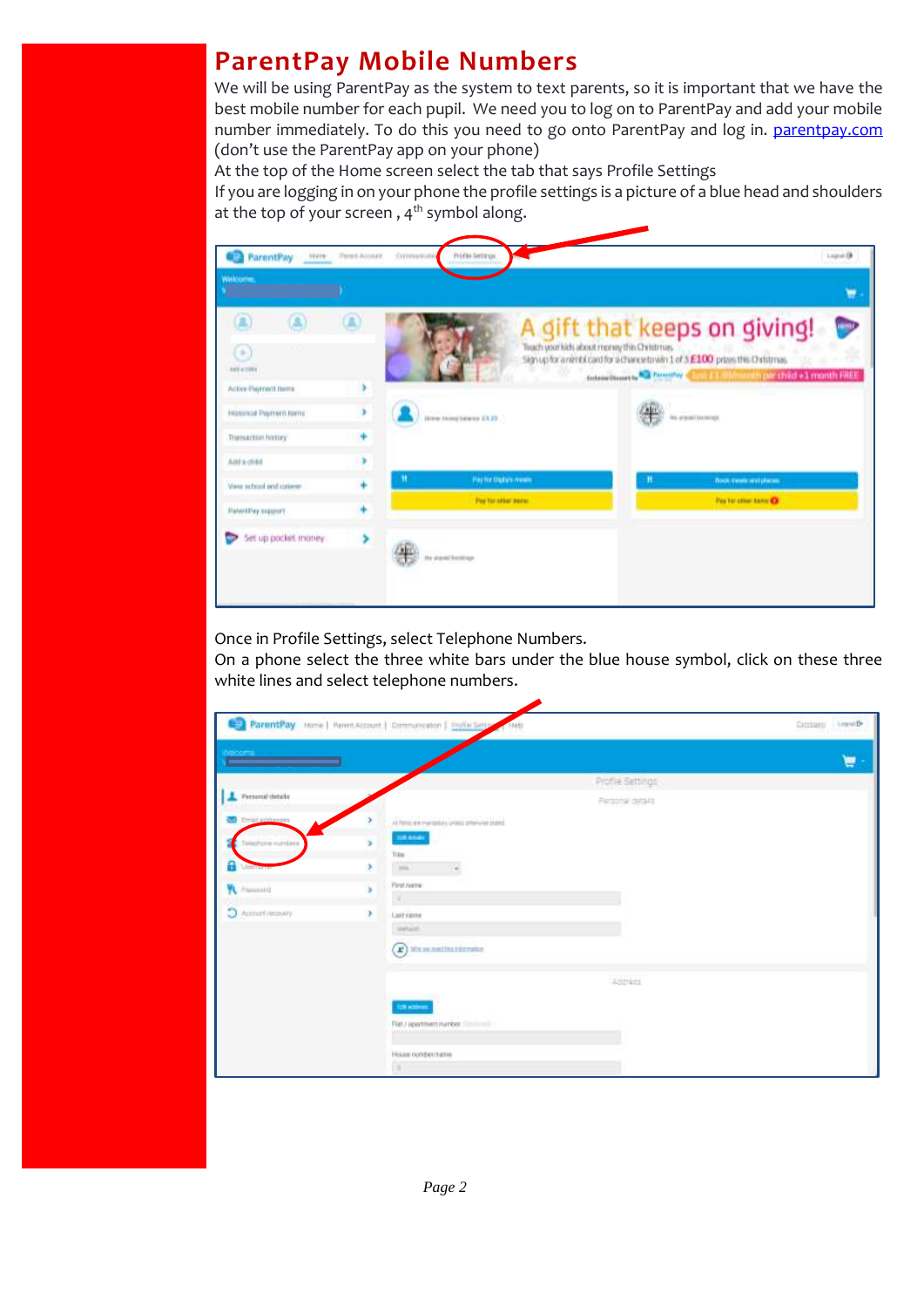# ParentPay Mobile Numbers

We will be using ParentPay as the system to text parents, so it is important that we have the best mobile number for each pupil. We need you to log on to ParentPay and add your mobile number immediately. To do this you need to go onto ParentPay and log in. [parentpay.com](parentpay.com) (don't use the ParentPay app on your phone)

At the top of the Home screen select the tab that says Profile Settings

If you are logging in on your phone the profile settings is a picture of a blue head and shoulders at the top of your screen , 4th symbol along.

Once in Profile Settings, select Telephone Numbers.

On a phone select the three white bars under the blue house symbol, click on these three white lines and select telephone numbers.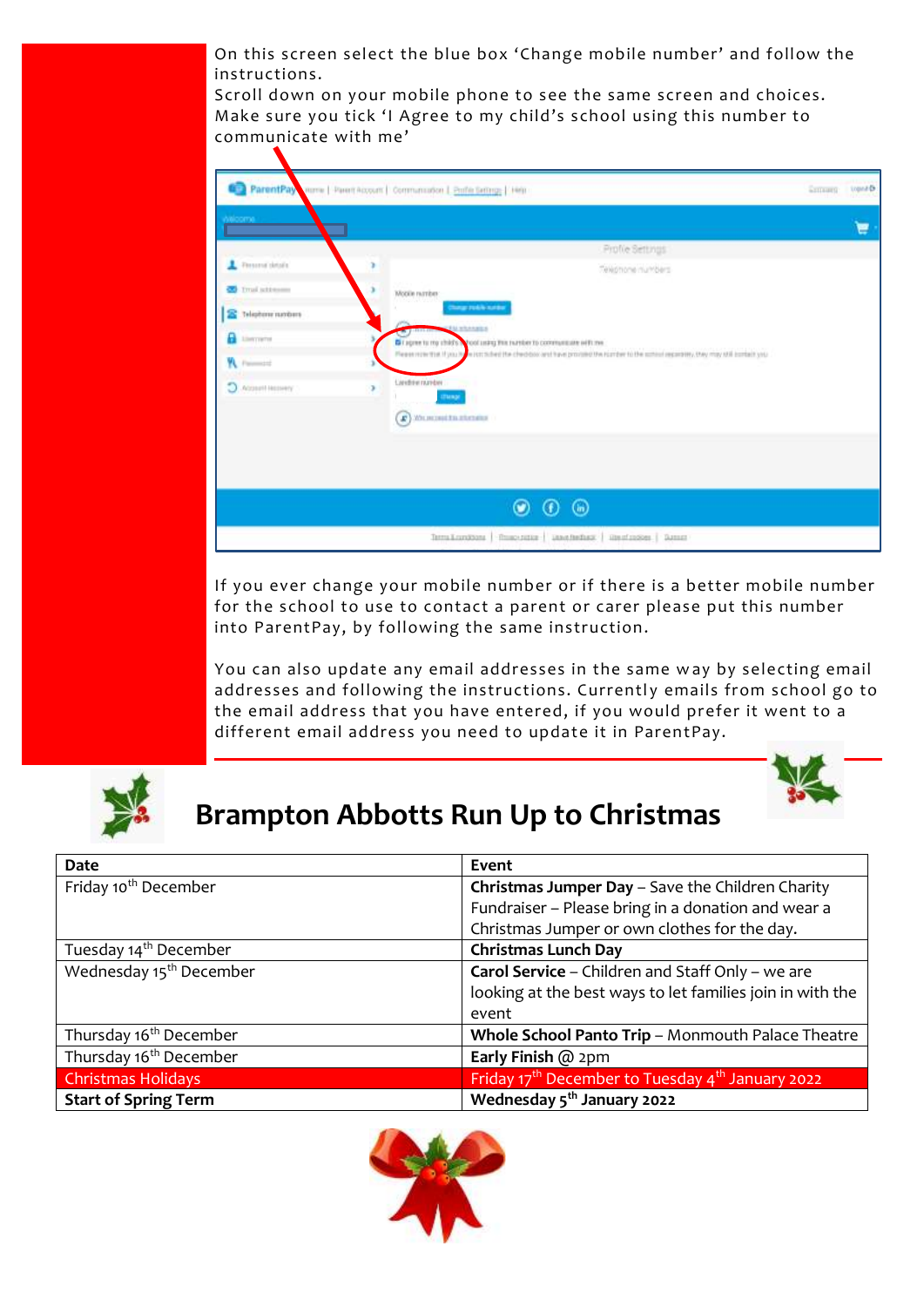On this screen select the blue box 'Change mobile number' and follow the instructions.
Scroll down on your mobile phone to see the same screen and choices.
Make sure you tick 'I Agree to my child's school using this number to communicate with me'

If you ever change your mobile number or if there is a better mobile number for the school to use to contact a parent or carer please put this number into ParentPay, by following the same instruction.

You can also update any email addresses in the same way by selecting email addresses and following the instructions. Currently emails from school go to the email address that you have entered, if you would prefer it went to a different email address you need to update it in ParentPay.

## Brampton Abbotts Run Up to Christmas

| Date | Event |
|---|---|
| Friday 10th December | **Christmas Jumper Day** – Save the Children Charity Fundraiser – Please bring in a donation and wear a Christmas Jumper or own clothes for the day. |
| Tuesday 14th December | **Christmas Lunch Day** |
| Wednesday 15th December | **Carol Service** – Children and Staff Only – we are looking at the best ways to let families join in with the event |
| Thursday 16th December | **Whole School Panto Trip** – Monmouth Palace Theatre |
| Thursday 16th December | **Early Finish** @ 2pm |
| Christmas Holidays | Friday 17th December to Tuesday 4th January 2022 |
| **Start of Spring Term** | **Wednesday 5th January 2022** |